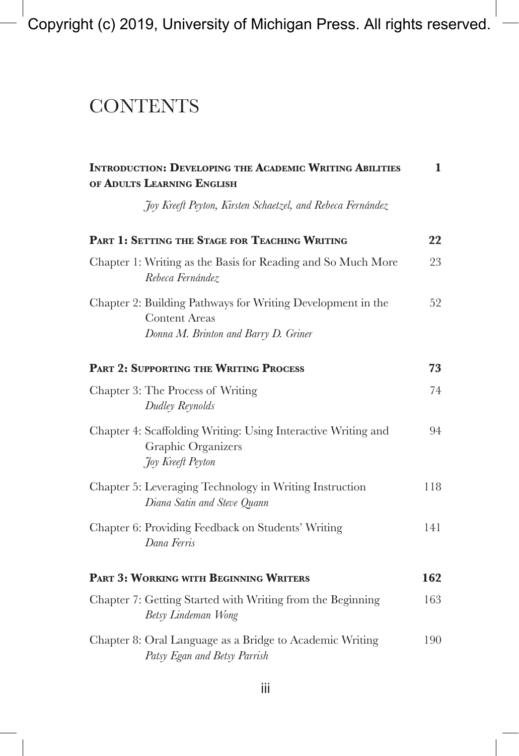# CONTENTS

**Introduction: Developing the Academic Writing Abilities of Adults Learning English** **1**

*Joy Kreeft Peyton, Kirsten Schaetzel, and Rebeca Fernández*

**Part 1: Setting the Stage for Teaching Writing** **22**

Chapter 1: Writing as the Basis for Reading and So Much More 23
*Rebeca Fernández*

Chapter 2: Building Pathways for Writing Development in the Content Areas 52
*Donna M. Brinton and Barry D. Griner*

**Part 2: Supporting the Writing Process** **73**

Chapter 3: The Process of Writing 74
*Dudley Reynolds*

Chapter 4: Scaffolding Writing: Using Interactive Writing and Graphic Organizers 94
*Joy Kreeft Peyton*

Chapter 5: Leveraging Technology in Writing Instruction 118
*Diana Satin and Steve Quann*

Chapter 6: Providing Feedback on Students' Writing 141
*Dana Ferris*

**Part 3: Working with Beginning Writers** **162**

Chapter 7: Getting Started with Writing from the Beginning 163
*Betsy Lindeman Wong*

Chapter 8: Oral Language as a Bridge to Academic Writing 190
*Patsy Egan and Betsy Parrish*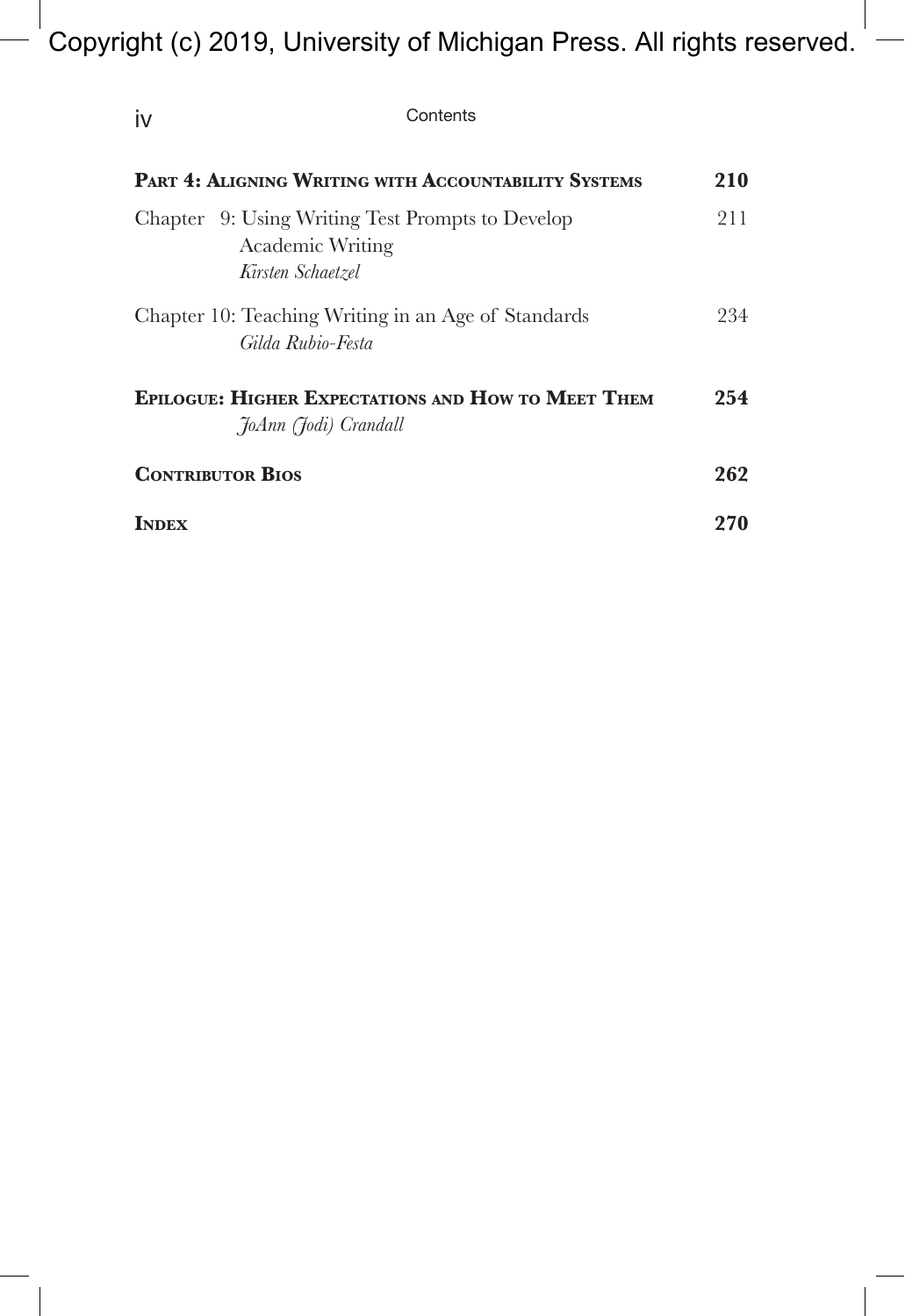**Part 4: Aligning Writing with Accountability Systems** **210**

Chapter 9: Using Writing Test Prompts to Develop Academic Writing 211
*Kirsten Schaetzel*

Chapter 10: Teaching Writing in an Age of Standards 234
*Gilda Rubio-Festa*

**Epilogue: Higher Expectations and How to Meet Them** **254**
*JoAnn (Jodi) Crandall*

**Contributor Bios** **262**

**Index** **270**